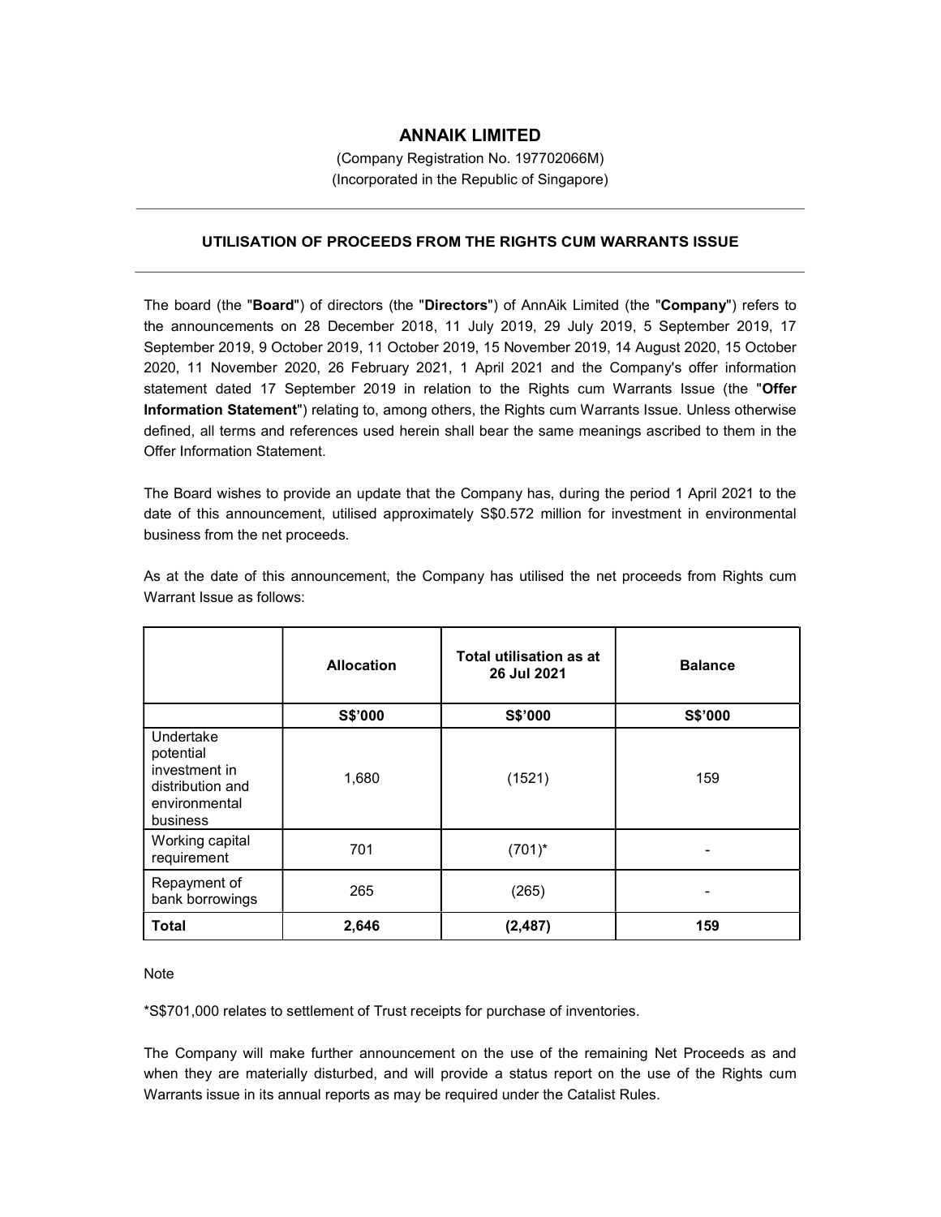# ANNAIK LIMITED

(Company Registration No. 197702066M)
(Incorporated in the Republic of Singapore)

## UTILISATION OF PROCEEDS FROM THE RIGHTS CUM WARRANTS ISSUE

The board (the "**Board**") of directors (the "**Directors**") of AnnAik Limited (the "**Company**") refers to the announcements on 28 December 2018, 11 July 2019, 29 July 2019, 5 September 2019, 17 September 2019, 9 October 2019, 11 October 2019, 15 November 2019, 14 August 2020, 15 October 2020, 11 November 2020, 26 February 2021, 1 April 2021 and the Company's offer information statement dated 17 September 2019 in relation to the Rights cum Warrants Issue (the "**Offer Information Statement**") relating to, among others, the Rights cum Warrants Issue. Unless otherwise defined, all terms and references used herein shall bear the same meanings ascribed to them in the Offer Information Statement.

The Board wishes to provide an update that the Company has, during the period 1 April 2021 to the date of this announcement, utilised approximately S$0.572 million for investment in environmental business from the net proceeds.

As at the date of this announcement, the Company has utilised the net proceeds from Rights cum Warrant Issue as follows:

| | **Allocation** | **Total utilisation as at 26 Jul 2021** | **Balance** |
|---|---|---|---|
| | **S$'000** | **S$'000** | **S$'000** |
| Undertake potential investment in distribution and environmental business | 1,680 | (1521) | 159 |
| Working capital requirement | 701 | (701)* | - |
| Repayment of bank borrowings | 265 | (265) | - |
| **Total** | **2,646** | **(2,487)** | **159** |

Note

*S$701,000 relates to settlement of Trust receipts for purchase of inventories.

The Company will make further announcement on the use of the remaining Net Proceeds as and when they are materially disturbed, and will provide a status report on the use of the Rights cum Warrants issue in its annual reports as may be required under the Catalist Rules.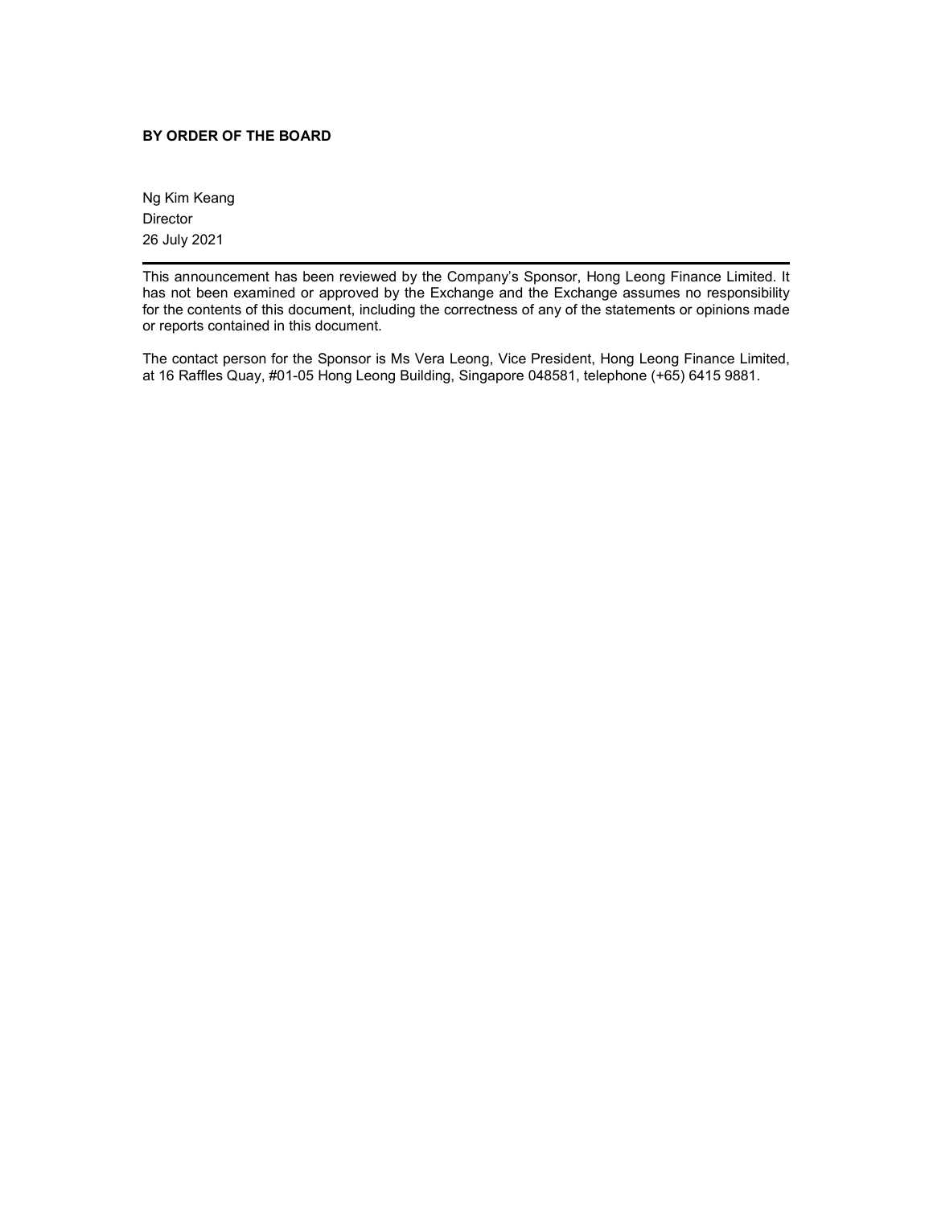**BY ORDER OF THE BOARD**

Ng Kim Keang
Director
26 July 2021

---

This announcement has been reviewed by the Company's Sponsor, Hong Leong Finance Limited. It has not been examined or approved by the Exchange and the Exchange assumes no responsibility for the contents of this document, including the correctness of any of the statements or opinions made or reports contained in this document.

The contact person for the Sponsor is Ms Vera Leong, Vice President, Hong Leong Finance Limited, at 16 Raffles Quay, #01-05 Hong Leong Building, Singapore 048581, telephone (+65) 6415 9881.